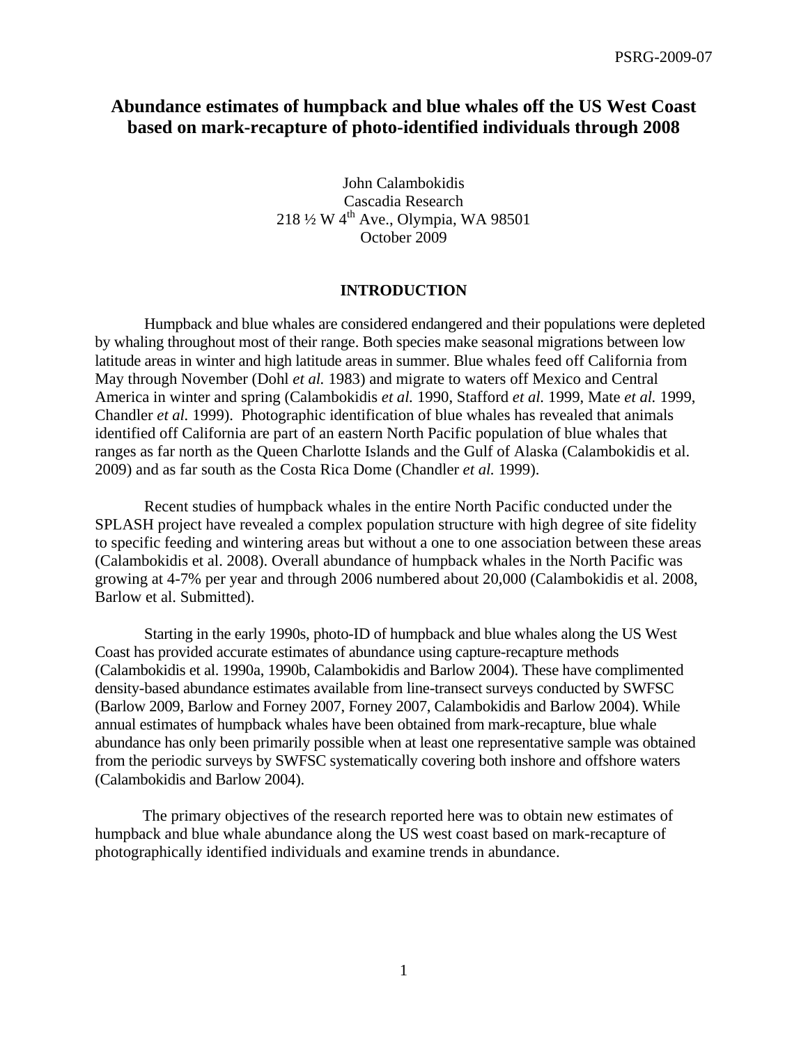PSRG-2009-07

# Abundance estimates of humpback and blue whales off the US West Coast based on mark-recapture of photo-identified individuals through 2008

John Calambokidis
Cascadia Research
218 ½ W 4th Ave., Olympia, WA 98501
October 2009

## INTRODUCTION

Humpback and blue whales are considered endangered and their populations were depleted by whaling throughout most of their range. Both species make seasonal migrations between low latitude areas in winter and high latitude areas in summer. Blue whales feed off California from May through November (Dohl *et al.* 1983) and migrate to waters off Mexico and Central America in winter and spring (Calambokidis *et al.* 1990, Stafford *et al.* 1999, Mate *et al.* 1999, Chandler *et al.* 1999). Photographic identification of blue whales has revealed that animals identified off California are part of an eastern North Pacific population of blue whales that ranges as far north as the Queen Charlotte Islands and the Gulf of Alaska (Calambokidis et al. 2009) and as far south as the Costa Rica Dome (Chandler *et al.* 1999).

Recent studies of humpback whales in the entire North Pacific conducted under the SPLASH project have revealed a complex population structure with high degree of site fidelity to specific feeding and wintering areas but without a one to one association between these areas (Calambokidis et al. 2008). Overall abundance of humpback whales in the North Pacific was growing at 4-7% per year and through 2006 numbered about 20,000 (Calambokidis et al. 2008, Barlow et al. Submitted).

Starting in the early 1990s, photo-ID of humpback and blue whales along the US West Coast has provided accurate estimates of abundance using capture-recapture methods (Calambokidis et al. 1990a, 1990b, Calambokidis and Barlow 2004). These have complimented density-based abundance estimates available from line-transect surveys conducted by SWFSC (Barlow 2009, Barlow and Forney 2007, Forney 2007, Calambokidis and Barlow 2004). While annual estimates of humpback whales have been obtained from mark-recapture, blue whale abundance has only been primarily possible when at least one representative sample was obtained from the periodic surveys by SWFSC systematically covering both inshore and offshore waters (Calambokidis and Barlow 2004).

The primary objectives of the research reported here was to obtain new estimates of humpback and blue whale abundance along the US west coast based on mark-recapture of photographically identified individuals and examine trends in abundance.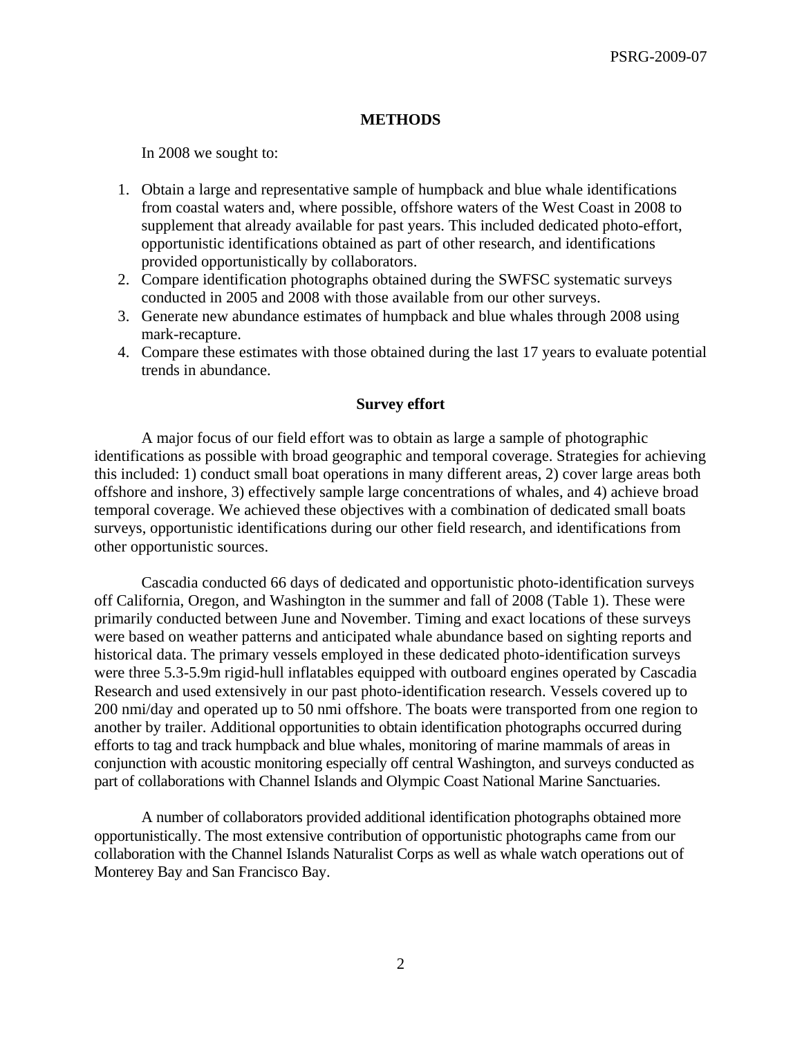## METHODS

In 2008 we sought to:

1. Obtain a large and representative sample of humpback and blue whale identifications from coastal waters and, where possible, offshore waters of the West Coast in 2008 to supplement that already available for past years. This included dedicated photo-effort, opportunistic identifications obtained as part of other research, and identifications provided opportunistically by collaborators.
2. Compare identification photographs obtained during the SWFSC systematic surveys conducted in 2005 and 2008 with those available from our other surveys.
3. Generate new abundance estimates of humpback and blue whales through 2008 using mark-recapture.
4. Compare these estimates with those obtained during the last 17 years to evaluate potential trends in abundance.

### Survey effort

A major focus of our field effort was to obtain as large a sample of photographic identifications as possible with broad geographic and temporal coverage. Strategies for achieving this included: 1) conduct small boat operations in many different areas, 2) cover large areas both offshore and inshore, 3) effectively sample large concentrations of whales, and 4) achieve broad temporal coverage. We achieved these objectives with a combination of dedicated small boats surveys, opportunistic identifications during our other field research, and identifications from other opportunistic sources.

Cascadia conducted 66 days of dedicated and opportunistic photo-identification surveys off California, Oregon, and Washington in the summer and fall of 2008 (Table 1). These were primarily conducted between June and November. Timing and exact locations of these surveys were based on weather patterns and anticipated whale abundance based on sighting reports and historical data. The primary vessels employed in these dedicated photo-identification surveys were three 5.3-5.9m rigid-hull inflatables equipped with outboard engines operated by Cascadia Research and used extensively in our past photo-identification research. Vessels covered up to 200 nmi/day and operated up to 50 nmi offshore. The boats were transported from one region to another by trailer. Additional opportunities to obtain identification photographs occurred during efforts to tag and track humpback and blue whales, monitoring of marine mammals of areas in conjunction with acoustic monitoring especially off central Washington, and surveys conducted as part of collaborations with Channel Islands and Olympic Coast National Marine Sanctuaries.

A number of collaborators provided additional identification photographs obtained more opportunistically. The most extensive contribution of opportunistic photographs came from our collaboration with the Channel Islands Naturalist Corps as well as whale watch operations out of Monterey Bay and San Francisco Bay.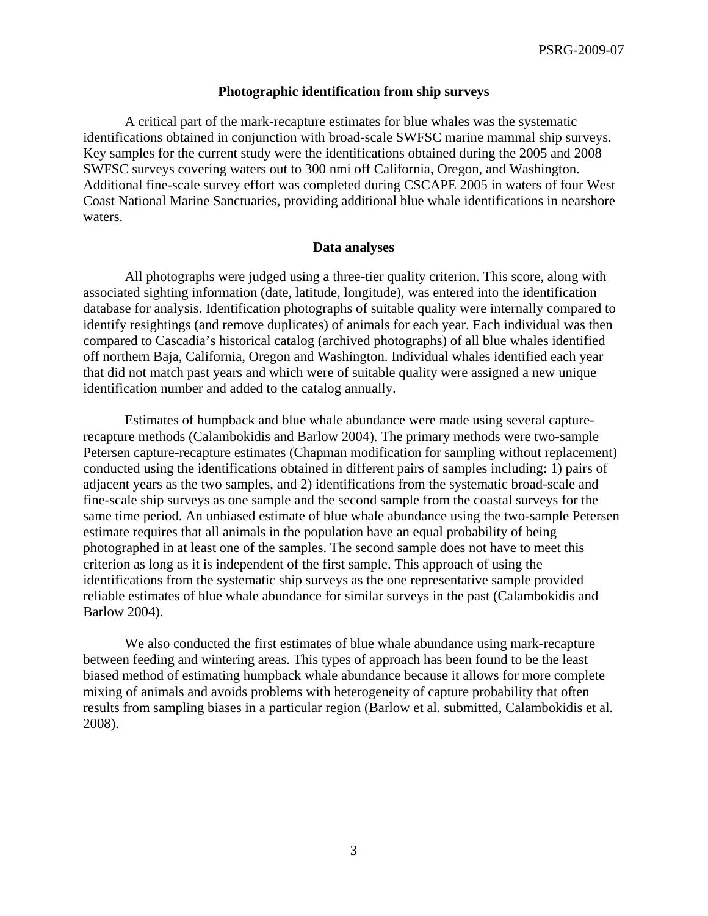### Photographic identification from ship surveys

A critical part of the mark-recapture estimates for blue whales was the systematic identifications obtained in conjunction with broad-scale SWFSC marine mammal ship surveys. Key samples for the current study were the identifications obtained during the 2005 and 2008 SWFSC surveys covering waters out to 300 nmi off California, Oregon, and Washington. Additional fine-scale survey effort was completed during CSCAPE 2005 in waters of four West Coast National Marine Sanctuaries, providing additional blue whale identifications in nearshore waters.

### Data analyses

All photographs were judged using a three-tier quality criterion. This score, along with associated sighting information (date, latitude, longitude), was entered into the identification database for analysis. Identification photographs of suitable quality were internally compared to identify resightings (and remove duplicates) of animals for each year. Each individual was then compared to Cascadia's historical catalog (archived photographs) of all blue whales identified off northern Baja, California, Oregon and Washington. Individual whales identified each year that did not match past years and which were of suitable quality were assigned a new unique identification number and added to the catalog annually.

Estimates of humpback and blue whale abundance were made using several capture-recapture methods (Calambokidis and Barlow 2004). The primary methods were two-sample Petersen capture-recapture estimates (Chapman modification for sampling without replacement) conducted using the identifications obtained in different pairs of samples including: 1) pairs of adjacent years as the two samples, and 2) identifications from the systematic broad-scale and fine-scale ship surveys as one sample and the second sample from the coastal surveys for the same time period. An unbiased estimate of blue whale abundance using the two-sample Petersen estimate requires that all animals in the population have an equal probability of being photographed in at least one of the samples. The second sample does not have to meet this criterion as long as it is independent of the first sample. This approach of using the identifications from the systematic ship surveys as the one representative sample provided reliable estimates of blue whale abundance for similar surveys in the past (Calambokidis and Barlow 2004).

We also conducted the first estimates of blue whale abundance using mark-recapture between feeding and wintering areas. This types of approach has been found to be the least biased method of estimating humpback whale abundance because it allows for more complete mixing of animals and avoids problems with heterogeneity of capture probability that often results from sampling biases in a particular region (Barlow et al. submitted, Calambokidis et al. 2008).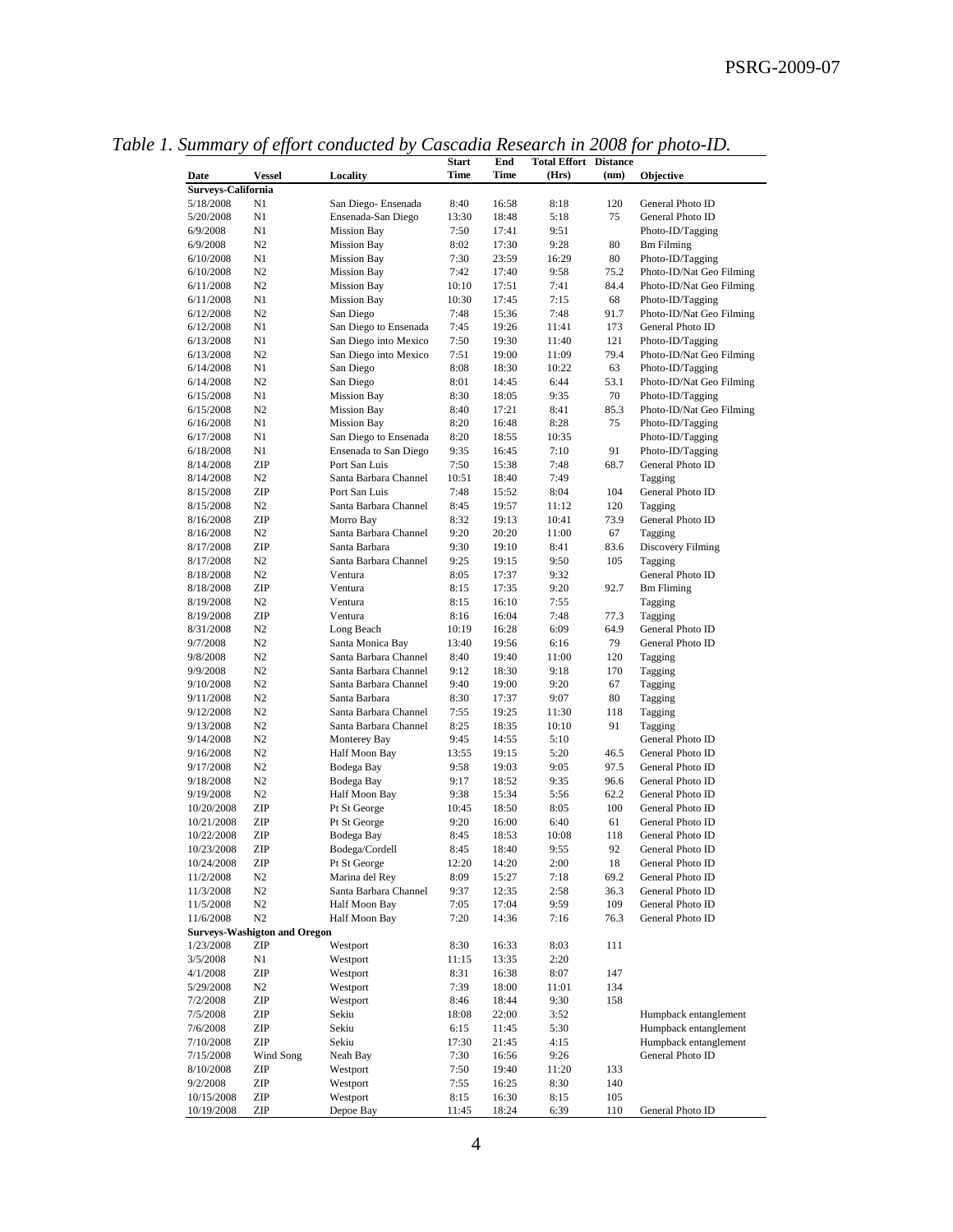*Table 1. Summary of effort conducted by Cascadia Research in 2008 for photo-ID.*

| Date | Vessel | Locality | Start Time | End Time | Total Effort (Hrs) | Distance (nm) | Objective |
|---|---|---|---|---|---|---|---|
| **Surveys-California** | | | | | | | |
| 5/18/2008 | N1 | San Diego- Ensenada | 8:40 | 16:58 | 8:18 | 120 | General Photo ID |
| 5/20/2008 | N1 | Ensenada-San Diego | 13:30 | 18:48 | 5:18 | 75 | General Photo ID |
| 6/9/2008 | N1 | Mission Bay | 7:50 | 17:41 | 9:51 | | Photo-ID/Tagging |
| 6/9/2008 | N2 | Mission Bay | 8:02 | 17:30 | 9:28 | 80 | Bm Filming |
| 6/10/2008 | N1 | Mission Bay | 7:30 | 23:59 | 16:29 | 80 | Photo-ID/Tagging |
| 6/10/2008 | N2 | Mission Bay | 7:42 | 17:40 | 9:58 | 75.2 | Photo-ID/Nat Geo Filming |
| 6/11/2008 | N2 | Mission Bay | 10:10 | 17:51 | 7:41 | 84.4 | Photo-ID/Nat Geo Filming |
| 6/11/2008 | N1 | Mission Bay | 10:30 | 17:45 | 7:15 | 68 | Photo-ID/Tagging |
| 6/12/2008 | N2 | San Diego | 7:48 | 15:36 | 7:48 | 91.7 | Photo-ID/Nat Geo Filming |
| 6/12/2008 | N1 | San Diego to Ensenada | 7:45 | 19:26 | 11:41 | 173 | General Photo ID |
| 6/13/2008 | N1 | San Diego into Mexico | 7:50 | 19:30 | 11:40 | 121 | Photo-ID/Tagging |
| 6/13/2008 | N2 | San Diego into Mexico | 7:51 | 19:00 | 11:09 | 79.4 | Photo-ID/Nat Geo Filming |
| 6/14/2008 | N1 | San Diego | 8:08 | 18:30 | 10:22 | 63 | Photo-ID/Tagging |
| 6/14/2008 | N2 | San Diego | 8:01 | 14:45 | 6:44 | 53.1 | Photo-ID/Nat Geo Filming |
| 6/15/2008 | N1 | Mission Bay | 8:30 | 18:05 | 9:35 | 70 | Photo-ID/Tagging |
| 6/15/2008 | N2 | Mission Bay | 8:40 | 17:21 | 8:41 | 85.3 | Photo-ID/Nat Geo Filming |
| 6/16/2008 | N1 | Mission Bay | 8:20 | 16:48 | 8:28 | 75 | Photo-ID/Tagging |
| 6/17/2008 | N1 | San Diego to Ensenada | 8:20 | 18:55 | 10:35 | | Photo-ID/Tagging |
| 6/18/2008 | N1 | Ensenada to San Diego | 9:35 | 16:45 | 7:10 | 91 | Photo-ID/Tagging |
| 8/14/2008 | ZIP | Port San Luis | 7:50 | 15:38 | 7:48 | 68.7 | General Photo ID |
| 8/14/2008 | N2 | Santa Barbara Channel | 10:51 | 18:40 | 7:49 | | Tagging |
| 8/15/2008 | ZIP | Port San Luis | 7:48 | 15:52 | 8:04 | 104 | General Photo ID |
| 8/15/2008 | N2 | Santa Barbara Channel | 8:45 | 19:57 | 11:12 | 120 | Tagging |
| 8/16/2008 | ZIP | Morro Bay | 8:32 | 19:13 | 10:41 | 73.9 | General Photo ID |
| 8/16/2008 | N2 | Santa Barbara Channel | 9:20 | 20:20 | 11:00 | 67 | Tagging |
| 8/17/2008 | ZIP | Santa Barbara | 9:30 | 19:10 | 8:41 | 83.6 | Discovery Filming |
| 8/17/2008 | N2 | Santa Barbara Channel | 9:25 | 19:15 | 9:50 | 105 | Tagging |
| 8/18/2008 | N2 | Ventura | 8:05 | 17:37 | 9:32 | | General Photo ID |
| 8/18/2008 | ZIP | Ventura | 8:15 | 17:35 | 9:20 | 92.7 | Bm Fliming |
| 8/19/2008 | N2 | Ventura | 8:15 | 16:10 | 7:55 | | Tagging |
| 8/19/2008 | ZIP | Ventura | 8:16 | 16:04 | 7:48 | 77.3 | Tagging |
| 8/31/2008 | N2 | Long Beach | 10:19 | 16:28 | 6:09 | 64.9 | General Photo ID |
| 9/7/2008 | N2 | Santa Monica Bay | 13:40 | 19:56 | 6:16 | 79 | General Photo ID |
| 9/8/2008 | N2 | Santa Barbara Channel | 8:40 | 19:40 | 11:00 | 120 | Tagging |
| 9/9/2008 | N2 | Santa Barbara Channel | 9:12 | 18:30 | 9:18 | 170 | Tagging |
| 9/10/2008 | N2 | Santa Barbara Channel | 9:40 | 19:00 | 9:20 | 67 | Tagging |
| 9/11/2008 | N2 | Santa Barbara | 8:30 | 17:37 | 9:07 | 80 | Tagging |
| 9/12/2008 | N2 | Santa Barbara Channel | 7:55 | 19:25 | 11:30 | 118 | Tagging |
| 9/13/2008 | N2 | Santa Barbara Channel | 8:25 | 18:35 | 10:10 | 91 | Tagging |
| 9/14/2008 | N2 | Monterey Bay | 9:45 | 14:55 | 5:10 | | General Photo ID |
| 9/16/2008 | N2 | Half Moon Bay | 13:55 | 19:15 | 5:20 | 46.5 | General Photo ID |
| 9/17/2008 | N2 | Bodega Bay | 9:58 | 19:03 | 9:05 | 97.5 | General Photo ID |
| 9/18/2008 | N2 | Bodega Bay | 9:17 | 18:52 | 9:35 | 96.6 | General Photo ID |
| 9/19/2008 | N2 | Half Moon Bay | 9:38 | 15:34 | 5:56 | 62.2 | General Photo ID |
| 10/20/2008 | ZIP | Pt St George | 10:45 | 18:50 | 8:05 | 100 | General Photo ID |
| 10/21/2008 | ZIP | Pt St George | 9:20 | 16:00 | 6:40 | 61 | General Photo ID |
| 10/22/2008 | ZIP | Bodega Bay | 8:45 | 18:53 | 10:08 | 118 | General Photo ID |
| 10/23/2008 | ZIP | Bodega/Cordell | 8:45 | 18:40 | 9:55 | 92 | General Photo ID |
| 10/24/2008 | ZIP | Pt St George | 12:20 | 14:20 | 2:00 | 18 | General Photo ID |
| 11/2/2008 | N2 | Marina del Rey | 8:09 | 15:27 | 7:18 | 69.2 | General Photo ID |
| 11/3/2008 | N2 | Santa Barbara Channel | 9:37 | 12:35 | 2:58 | 36.3 | General Photo ID |
| 11/5/2008 | N2 | Half Moon Bay | 7:05 | 17:04 | 9:59 | 109 | General Photo ID |
| 11/6/2008 | N2 | Half Moon Bay | 7:20 | 14:36 | 7:16 | 76.3 | General Photo ID |
| **Surveys-Washigton and Oregon** | | | | | | | |
| 1/23/2008 | ZIP | Westport | 8:30 | 16:33 | 8:03 | 111 | |
| 3/5/2008 | N1 | Westport | 11:15 | 13:35 | 2:20 | | |
| 4/1/2008 | ZIP | Westport | 8:31 | 16:38 | 8:07 | 147 | |
| 5/29/2008 | N2 | Westport | 7:39 | 18:00 | 11:01 | 134 | |
| 7/2/2008 | ZIP | Westport | 8:46 | 18:44 | 9:30 | 158 | |
| 7/5/2008 | ZIP | Sekiu | 18:08 | 22:00 | 3:52 | | Humpback entanglement |
| 7/6/2008 | ZIP | Sekiu | 6:15 | 11:45 | 5:30 | | Humpback entanglement |
| 7/10/2008 | ZIP | Sekiu | 17:30 | 21:45 | 4:15 | | Humpback entanglement |
| 7/15/2008 | Wind Song | Neah Bay | 7:30 | 16:56 | 9:26 | | General Photo ID |
| 8/10/2008 | ZIP | Westport | 7:50 | 19:40 | 11:20 | 133 | |
| 9/2/2008 | ZIP | Westport | 7:55 | 16:25 | 8:30 | 140 | |
| 10/15/2008 | ZIP | Westport | 8:15 | 16:30 | 8:15 | 105 | |
| 10/19/2008 | ZIP | Depoe Bay | 11:45 | 18:24 | 6:39 | 110 | General Photo ID |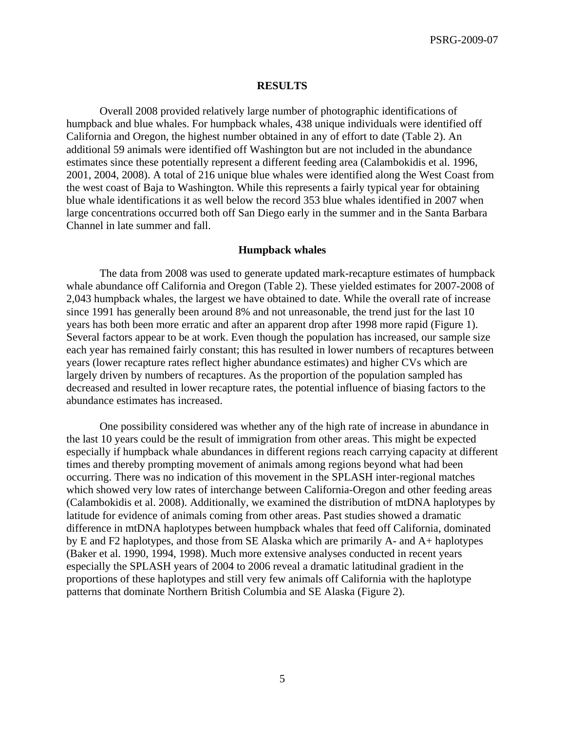## RESULTS

Overall 2008 provided relatively large number of photographic identifications of humpback and blue whales. For humpback whales, 438 unique individuals were identified off California and Oregon, the highest number obtained in any of effort to date (Table 2). An additional 59 animals were identified off Washington but are not included in the abundance estimates since these potentially represent a different feeding area (Calambokidis et al. 1996, 2001, 2004, 2008). A total of 216 unique blue whales were identified along the West Coast from the west coast of Baja to Washington. While this represents a fairly typical year for obtaining blue whale identifications it as well below the record 353 blue whales identified in 2007 when large concentrations occurred both off San Diego early in the summer and in the Santa Barbara Channel in late summer and fall.

### Humpback whales

The data from 2008 was used to generate updated mark-recapture estimates of humpback whale abundance off California and Oregon (Table 2). These yielded estimates for 2007-2008 of 2,043 humpback whales, the largest we have obtained to date. While the overall rate of increase since 1991 has generally been around 8% and not unreasonable, the trend just for the last 10 years has both been more erratic and after an apparent drop after 1998 more rapid (Figure 1). Several factors appear to be at work. Even though the population has increased, our sample size each year has remained fairly constant; this has resulted in lower numbers of recaptures between years (lower recapture rates reflect higher abundance estimates) and higher CVs which are largely driven by numbers of recaptures. As the proportion of the population sampled has decreased and resulted in lower recapture rates, the potential influence of biasing factors to the abundance estimates has increased.

One possibility considered was whether any of the high rate of increase in abundance in the last 10 years could be the result of immigration from other areas. This might be expected especially if humpback whale abundances in different regions reach carrying capacity at different times and thereby prompting movement of animals among regions beyond what had been occurring. There was no indication of this movement in the SPLASH inter-regional matches which showed very low rates of interchange between California-Oregon and other feeding areas (Calambokidis et al. 2008). Additionally, we examined the distribution of mtDNA haplotypes by latitude for evidence of animals coming from other areas. Past studies showed a dramatic difference in mtDNA haplotypes between humpback whales that feed off California, dominated by E and F2 haplotypes, and those from SE Alaska which are primarily A- and A+ haplotypes (Baker et al. 1990, 1994, 1998). Much more extensive analyses conducted in recent years especially the SPLASH years of 2004 to 2006 reveal a dramatic latitudinal gradient in the proportions of these haplotypes and still very few animals off California with the haplotype patterns that dominate Northern British Columbia and SE Alaska (Figure 2).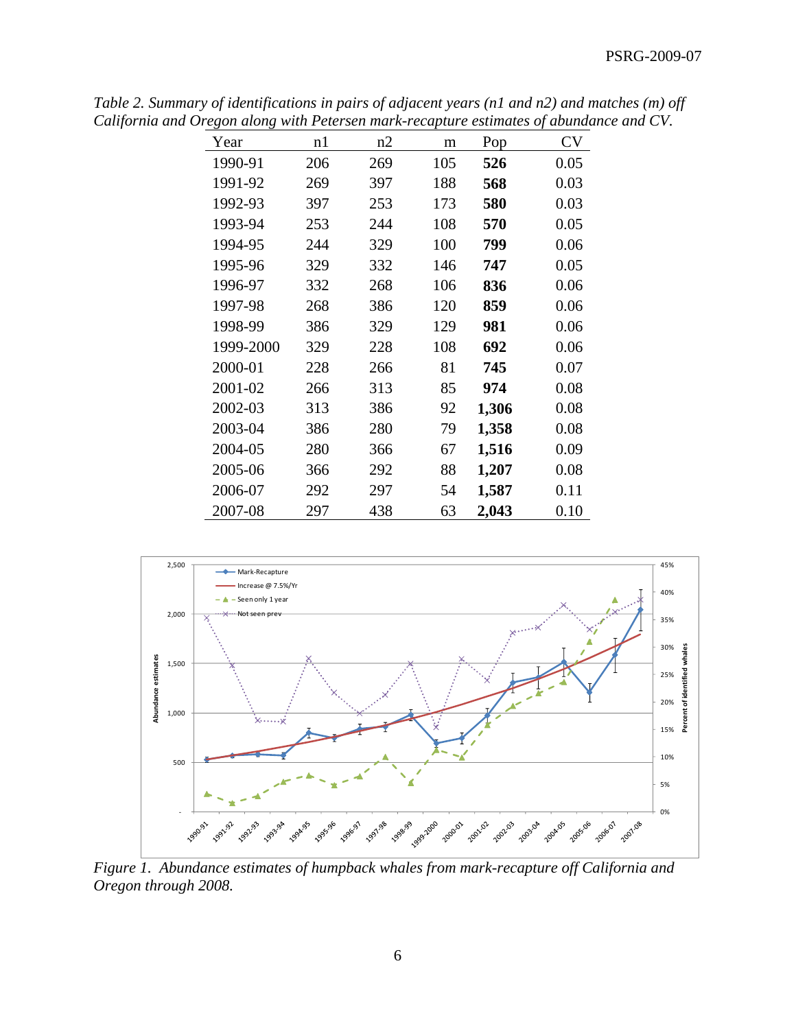*Table 2. Summary of identifications in pairs of adjacent years (n1 and n2) and matches (m) off California and Oregon along with Petersen mark-recapture estimates of abundance and CV.*

| Year | n1 | n2 | m | Pop | CV |
|---|---|---|---|---|---|
| 1990-91 | 206 | 269 | 105 | **526** | 0.05 |
| 1991-92 | 269 | 397 | 188 | **568** | 0.03 |
| 1992-93 | 397 | 253 | 173 | **580** | 0.03 |
| 1993-94 | 253 | 244 | 108 | **570** | 0.05 |
| 1994-95 | 244 | 329 | 100 | **799** | 0.06 |
| 1995-96 | 329 | 332 | 146 | **747** | 0.05 |
| 1996-97 | 332 | 268 | 106 | **836** | 0.06 |
| 1997-98 | 268 | 386 | 120 | **859** | 0.06 |
| 1998-99 | 386 | 329 | 129 | **981** | 0.06 |
| 1999-2000 | 329 | 228 | 108 | **692** | 0.06 |
| 2000-01 | 228 | 266 | 81 | **745** | 0.07 |
| 2001-02 | 266 | 313 | 85 | **974** | 0.08 |
| 2002-03 | 313 | 386 | 92 | **1,306** | 0.08 |
| 2003-04 | 386 | 280 | 79 | **1,358** | 0.08 |
| 2004-05 | 280 | 366 | 67 | **1,516** | 0.09 |
| 2005-06 | 366 | 292 | 88 | **1,207** | 0.08 |
| 2006-07 | 292 | 297 | 54 | **1,587** | 0.11 |
| 2007-08 | 297 | 438 | 63 | **2,043** | 0.10 |

Mark-Recapture
Increase @ 7.5%/Yr
Seen only 1 year
Not seen prev

Abundance estimates
2,500
2,000
1,500
1,000
500
-

Percent of identified whales
45%
40%
35%
30%
25%
20%
15%
10%
5%
0%

1990-91 1991-92 1992-93 1993-94 1994-95 1995-96 1996-97 1997-98 1998-99 1999-2000 2000-01 2001-02 2002-03 2003-04 2004-05 2005-06 2006-07 2007-08

*Figure 1. Abundance estimates of humpback whales from mark-recapture off California and Oregon through 2008.*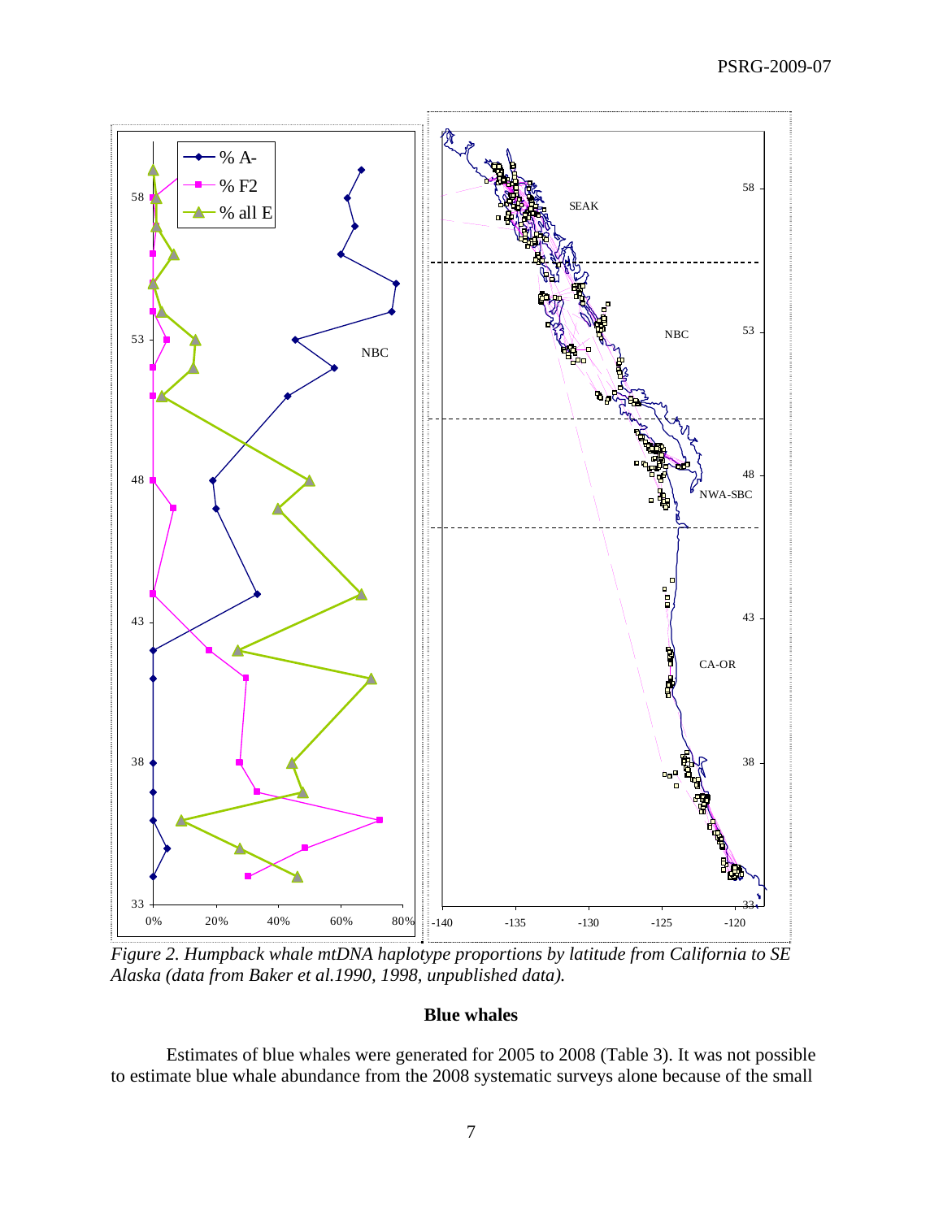% A-
% F2
% all E

58
53
48
43
38
33

0% 20% 40% 60% 80%

NBC

SEAK
NBC
NWA-SBC
CA-OR

58
53
48
43
38
33

-140 -135 -130 -125 -120

*Figure 2. Humpback whale mtDNA haplotype proportions by latitude from California to SE Alaska (data from Baker et al.1990, 1998, unpublished data).*

## Blue whales

Estimates of blue whales were generated for 2005 to 2008 (Table 3). It was not possible to estimate blue whale abundance from the 2008 systematic surveys alone because of the small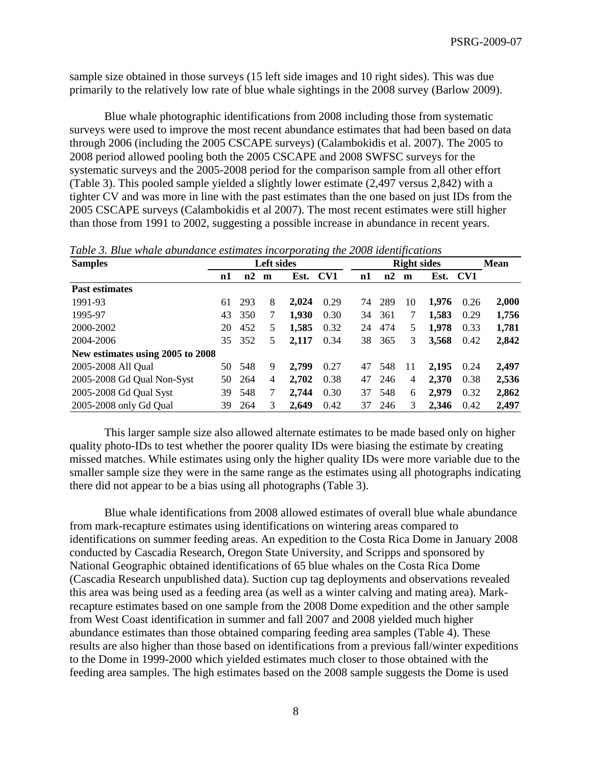sample size obtained in those surveys (15 left side images and 10 right sides). This was due primarily to the relatively low rate of blue whale sightings in the 2008 survey (Barlow 2009).

Blue whale photographic identifications from 2008 including those from systematic surveys were used to improve the most recent abundance estimates that had been based on data through 2006 (including the 2005 CSCAPE surveys) (Calambokidis et al. 2007). The 2005 to 2008 period allowed pooling both the 2005 CSCAPE and 2008 SWFSC surveys for the systematic surveys and the 2005-2008 period for the comparison sample from all other effort (Table 3). This pooled sample yielded a slightly lower estimate (2,497 versus 2,842) with a tighter CV and was more in line with the past estimates than the one based on just IDs from the 2005 CSCAPE surveys (Calambokidis et al 2007). The most recent estimates were still higher than those from 1991 to 2002, suggesting a possible increase in abundance in recent years.

*Table 3. Blue whale abundance estimates incorporating the 2008 identifications*

| Samples | Left sides | | | | | Right sides | | | | | Mean |
|---|---|---|---|---|---|---|---|---|---|---|---|
| | n1 | n2 | m | Est. | CV1 | n1 | n2 | m | Est. | CV1 | |
| **Past estimates** | | | | | | | | | | | |
| 1991-93 | 61 | 293 | 8 | **2,024** | 0.29 | 74 | 289 | 10 | **1,976** | 0.26 | **2,000** |
| 1995-97 | 43 | 350 | 7 | **1,930** | 0.30 | 34 | 361 | 7 | **1,583** | 0.29 | **1,756** |
| 2000-2002 | 20 | 452 | 5 | **1,585** | 0.32 | 24 | 474 | 5 | **1,978** | 0.33 | **1,781** |
| 2004-2006 | 35 | 352 | 5 | **2,117** | 0.34 | 38 | 365 | 3 | **3,568** | 0.42 | **2,842** |
| **New estimates using 2005 to 2008** | | | | | | | | | | | |
| 2005-2008 All Qual | 50 | 548 | 9 | **2,799** | 0.27 | 47 | 548 | 11 | **2,195** | 0.24 | **2,497** |
| 2005-2008 Gd Qual Non-Syst | 50 | 264 | 4 | **2,702** | 0.38 | 47 | 246 | 4 | **2,370** | 0.38 | **2,536** |
| 2005-2008 Gd Qual Syst | 39 | 548 | 7 | **2,744** | 0.30 | 37 | 548 | 6 | **2,979** | 0.32 | **2,862** |
| 2005-2008 only Gd Qual | 39 | 264 | 3 | **2,649** | 0.42 | 37 | 246 | 3 | **2,346** | 0.42 | **2,497** |

This larger sample size also allowed alternate estimates to be made based only on higher quality photo-IDs to test whether the poorer quality IDs were biasing the estimate by creating missed matches. While estimates using only the higher quality IDs were more variable due to the smaller sample size they were in the same range as the estimates using all photographs indicating there did not appear to be a bias using all photographs (Table 3).

Blue whale identifications from 2008 allowed estimates of overall blue whale abundance from mark-recapture estimates using identifications on wintering areas compared to identifications on summer feeding areas. An expedition to the Costa Rica Dome in January 2008 conducted by Cascadia Research, Oregon State University, and Scripps and sponsored by National Geographic obtained identifications of 65 blue whales on the Costa Rica Dome (Cascadia Research unpublished data). Suction cup tag deployments and observations revealed this area was being used as a feeding area (as well as a winter calving and mating area). Mark-recapture estimates based on one sample from the 2008 Dome expedition and the other sample from West Coast identification in summer and fall 2007 and 2008 yielded much higher abundance estimates than those obtained comparing feeding area samples (Table 4). These results are also higher than those based on identifications from a previous fall/winter expeditions to the Dome in 1999-2000 which yielded estimates much closer to those obtained with the feeding area samples. The high estimates based on the 2008 sample suggests the Dome is used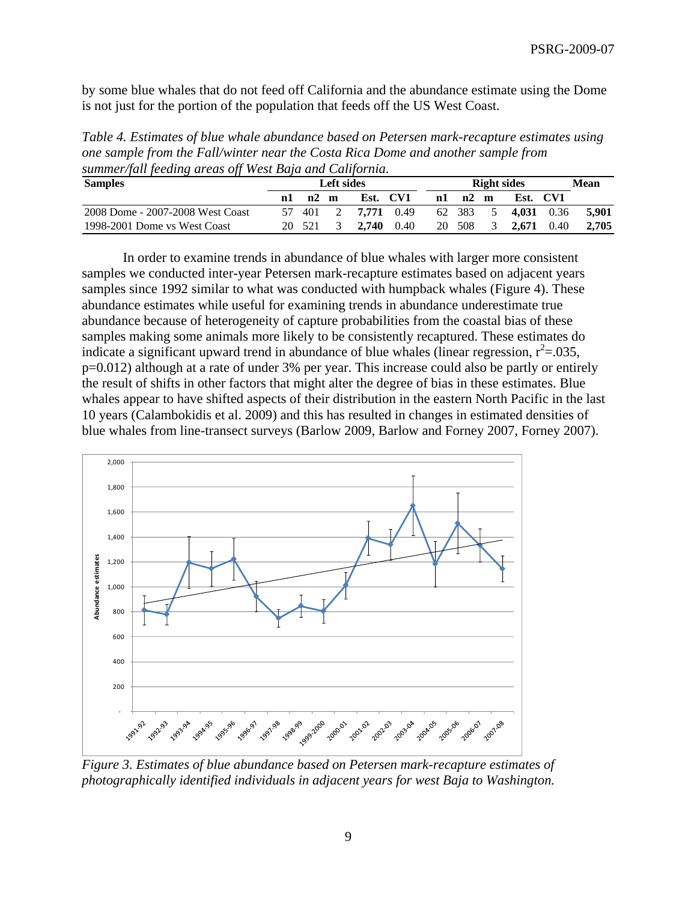by some blue whales that do not feed off California and the abundance estimate using the Dome is not just for the portion of the population that feeds off the US West Coast.

*Table 4. Estimates of blue whale abundance based on Petersen mark-recapture estimates using one sample from the Fall/winter near the Costa Rica Dome and another sample from summer/fall feeding areas off West Baja and California.*

| Samples | Left sides | | | | | Right sides | | | | | Mean |
|---|---|---|---|---|---|---|---|---|---|---|---|
| | n1 | n2 | m | Est. | CV1 | n1 | n2 | m | Est. | CV1 | |
| 2008 Dome - 2007-2008 West Coast | 57 | 401 | 2 | **7,771** | 0.49 | 62 | 383 | 5 | **4,031** | 0.36 | **5,901** |
| 1998-2001 Dome vs West Coast | 20 | 521 | 3 | **2,740** | 0.40 | 20 | 508 | 3 | **2,671** | 0.40 | **2,705** |

In order to examine trends in abundance of blue whales with larger more consistent samples we conducted inter-year Petersen mark-recapture estimates based on adjacent years samples since 1992 similar to what was conducted with humpback whales (Figure 4). These abundance estimates while useful for examining trends in abundance underestimate true abundance because of heterogeneity of capture probabilities from the coastal bias of these samples making some animals more likely to be consistently recaptured. These estimates do indicate a significant upward trend in abundance of blue whales (linear regression, $r^2$=.035, p=0.012) although at a rate of under 3% per year. This increase could also be partly or entirely the result of shifts in other factors that might alter the degree of bias in these estimates. Blue whales appear to have shifted aspects of their distribution in the eastern North Pacific in the last 10 years (Calambokidis et al. 2009) and this has resulted in changes in estimated densities of blue whales from line-transect surveys (Barlow 2009, Barlow and Forney 2007, Forney 2007).

Abundance estimates

2,000
1,800
1,600
1,400
1,200
1,000
800
600
400
200
-

1991-92 1992-93 1993-94 1994-95 1995-96 1996-97 1997-98 1998-99 1999-2000 2000-01 2001-02 2002-03 2003-04 2004-05 2005-06 2006-07 2007-08

*Figure 3. Estimates of blue abundance based on Petersen mark-recapture estimates of photographically identified individuals in adjacent years for west Baja to Washington.*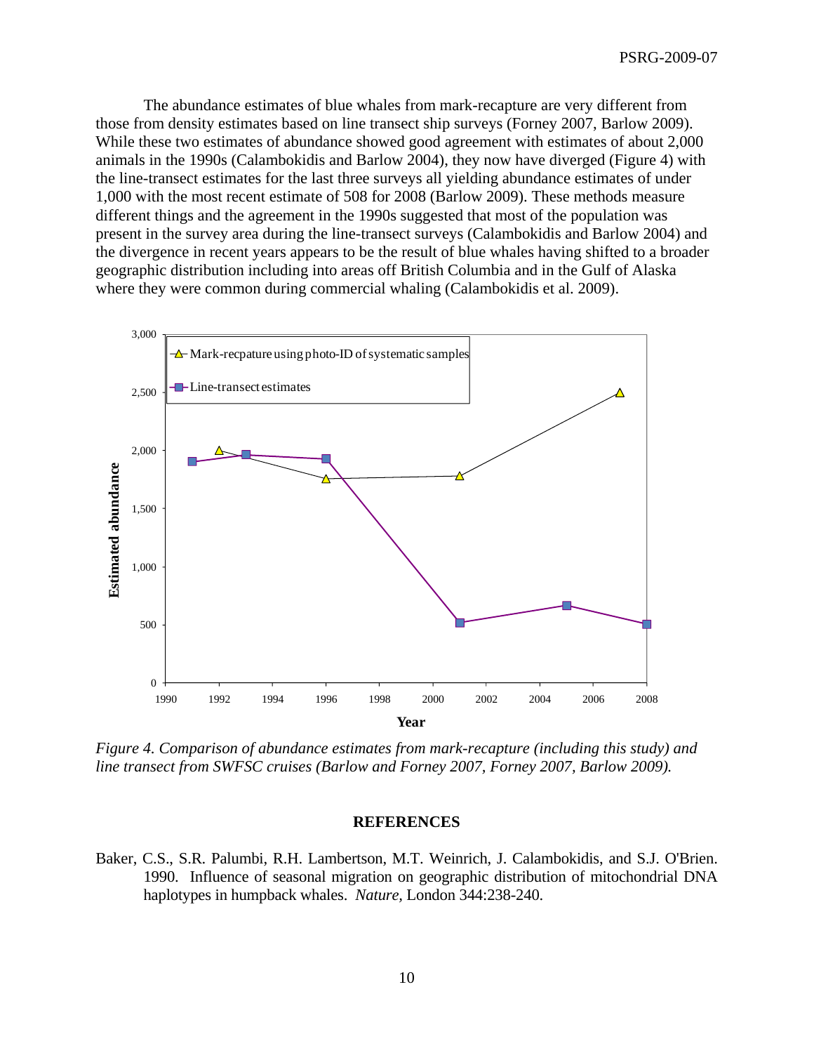The abundance estimates of blue whales from mark-recapture are very different from those from density estimates based on line transect ship surveys (Forney 2007, Barlow 2009). While these two estimates of abundance showed good agreement with estimates of about 2,000 animals in the 1990s (Calambokidis and Barlow 2004), they now have diverged (Figure 4) with the line-transect estimates for the last three surveys all yielding abundance estimates of under 1,000 with the most recent estimate of 508 for 2008 (Barlow 2009). These methods measure different things and the agreement in the 1990s suggested that most of the population was present in the survey area during the line-transect surveys (Calambokidis and Barlow 2004) and the divergence in recent years appears to be the result of blue whales having shifted to a broader geographic distribution including into areas off British Columbia and in the Gulf of Alaska where they were common during commercial whaling (Calambokidis et al. 2009).

Mark-recpature using photo-ID of systematic samples

Line-transect estimates

Estimated abundance

3,000

2,500

2,000

1,500

1,000

500

0

1990 1992 1994 1996 1998 2000 2002 2004 2006 2008

Year

*Figure 4. Comparison of abundance estimates from mark-recapture (including this study) and line transect from SWFSC cruises (Barlow and Forney 2007, Forney 2007, Barlow 2009).*

## REFERENCES

Baker, C.S., S.R. Palumbi, R.H. Lambertson, M.T. Weinrich, J. Calambokidis, and S.J. O'Brien. 1990. Influence of seasonal migration on geographic distribution of mitochondrial DNA haplotypes in humpback whales. *Nature,* London 344:238-240.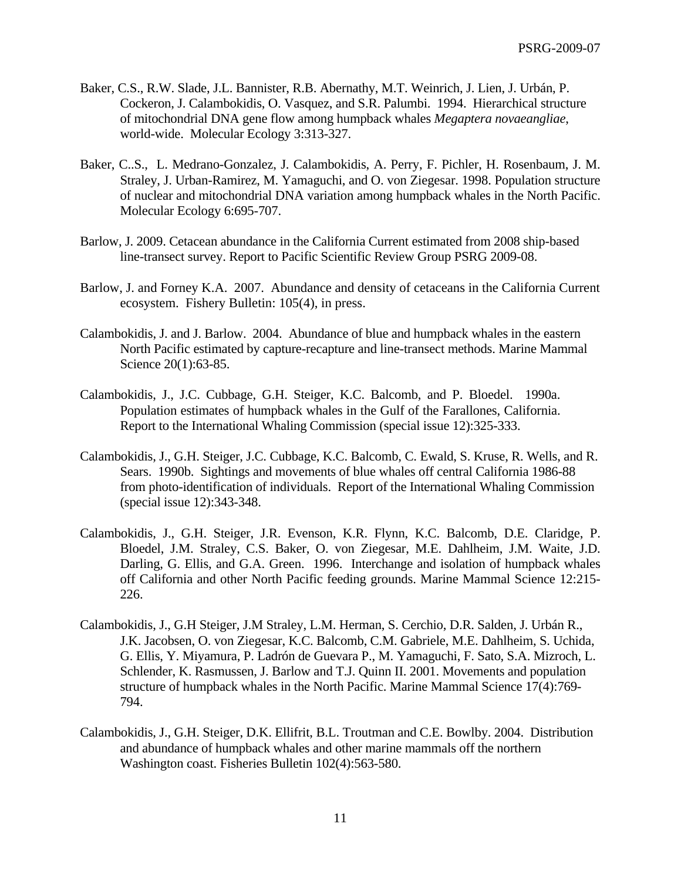Baker, C.S., R.W. Slade, J.L. Bannister, R.B. Abernathy, M.T. Weinrich, J. Lien, J. Urbán, P. Cockeron, J. Calambokidis, O. Vasquez, and S.R. Palumbi. 1994. Hierarchical structure of mitochondrial DNA gene flow among humpback whales *Megaptera novaeangliae*, world-wide. Molecular Ecology 3:313-327.

Baker, C..S., L. Medrano-Gonzalez, J. Calambokidis, A. Perry, F. Pichler, H. Rosenbaum, J. M. Straley, J. Urban-Ramirez, M. Yamaguchi, and O. von Ziegesar. 1998. Population structure of nuclear and mitochondrial DNA variation among humpback whales in the North Pacific. Molecular Ecology 6:695-707.

Barlow, J. 2009. Cetacean abundance in the California Current estimated from 2008 ship-based line-transect survey. Report to Pacific Scientific Review Group PSRG 2009-08.

Barlow, J. and Forney K.A. 2007. Abundance and density of cetaceans in the California Current ecosystem. Fishery Bulletin: 105(4), in press.

Calambokidis, J. and J. Barlow. 2004. Abundance of blue and humpback whales in the eastern North Pacific estimated by capture-recapture and line-transect methods. Marine Mammal Science 20(1):63-85.

Calambokidis, J., J.C. Cubbage, G.H. Steiger, K.C. Balcomb, and P. Bloedel. 1990a. Population estimates of humpback whales in the Gulf of the Farallones, California. Report to the International Whaling Commission (special issue 12):325-333.

Calambokidis, J., G.H. Steiger, J.C. Cubbage, K.C. Balcomb, C. Ewald, S. Kruse, R. Wells, and R. Sears. 1990b. Sightings and movements of blue whales off central California 1986-88 from photo-identification of individuals. Report of the International Whaling Commission (special issue 12):343-348.

Calambokidis, J., G.H. Steiger, J.R. Evenson, K.R. Flynn, K.C. Balcomb, D.E. Claridge, P. Bloedel, J.M. Straley, C.S. Baker, O. von Ziegesar, M.E. Dahlheim, J.M. Waite, J.D. Darling, G. Ellis, and G.A. Green. 1996. Interchange and isolation of humpback whales off California and other North Pacific feeding grounds. Marine Mammal Science 12:215-226.

Calambokidis, J., G.H Steiger, J.M Straley, L.M. Herman, S. Cerchio, D.R. Salden, J. Urbán R., J.K. Jacobsen, O. von Ziegesar, K.C. Balcomb, C.M. Gabriele, M.E. Dahlheim, S. Uchida, G. Ellis, Y. Miyamura, P. Ladrón de Guevara P., M. Yamaguchi, F. Sato, S.A. Mizroch, L. Schlender, K. Rasmussen, J. Barlow and T.J. Quinn II. 2001. Movements and population structure of humpback whales in the North Pacific. Marine Mammal Science 17(4):769-794.

Calambokidis, J., G.H. Steiger, D.K. Ellifrit, B.L. Troutman and C.E. Bowlby. 2004. Distribution and abundance of humpback whales and other marine mammals off the northern Washington coast. Fisheries Bulletin 102(4):563-580.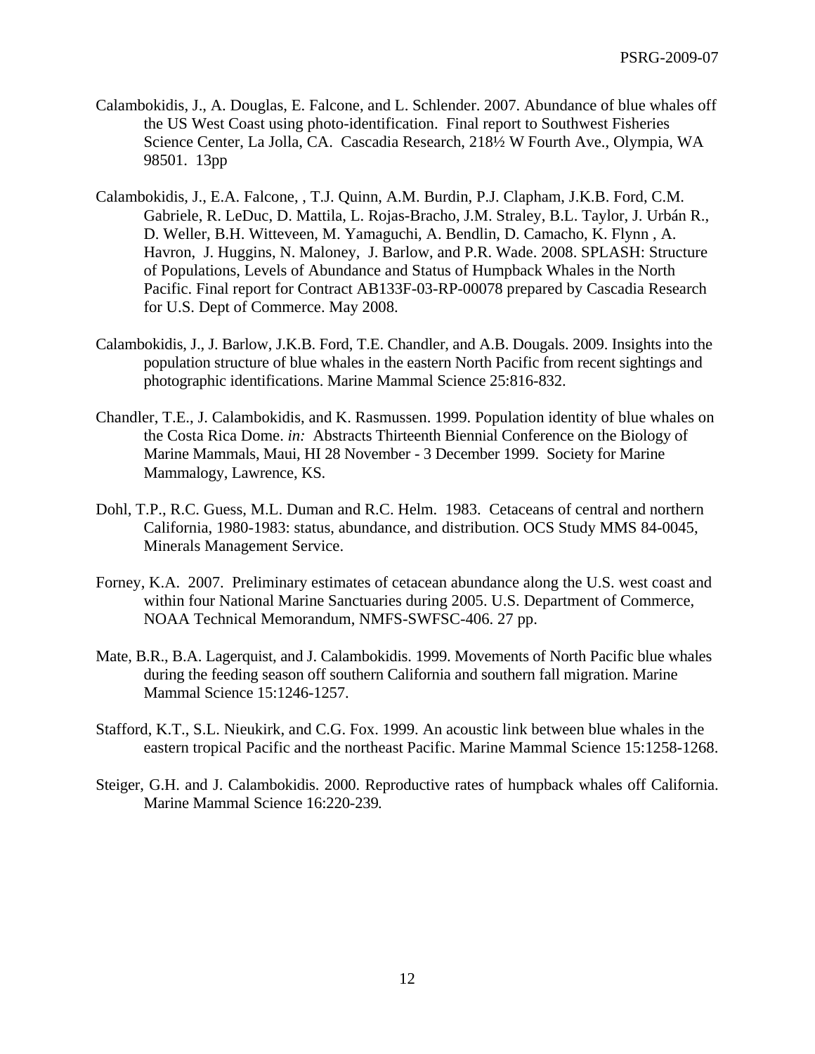Calambokidis, J., A. Douglas, E. Falcone, and L. Schlender. 2007. Abundance of blue whales off the US West Coast using photo-identification. Final report to Southwest Fisheries Science Center, La Jolla, CA. Cascadia Research, 218½ W Fourth Ave., Olympia, WA 98501. 13pp

Calambokidis, J., E.A. Falcone, , T.J. Quinn, A.M. Burdin, P.J. Clapham, J.K.B. Ford, C.M. Gabriele, R. LeDuc, D. Mattila, L. Rojas-Bracho, J.M. Straley, B.L. Taylor, J. Urbán R., D. Weller, B.H. Witteveen, M. Yamaguchi, A. Bendlin, D. Camacho, K. Flynn , A. Havron, J. Huggins, N. Maloney, J. Barlow, and P.R. Wade. 2008. SPLASH: Structure of Populations, Levels of Abundance and Status of Humpback Whales in the North Pacific. Final report for Contract AB133F-03-RP-00078 prepared by Cascadia Research for U.S. Dept of Commerce. May 2008.

Calambokidis, J., J. Barlow, J.K.B. Ford, T.E. Chandler, and A.B. Dougals. 2009. Insights into the population structure of blue whales in the eastern North Pacific from recent sightings and photographic identifications. Marine Mammal Science 25:816-832.

Chandler, T.E., J. Calambokidis, and K. Rasmussen. 1999. Population identity of blue whales on the Costa Rica Dome. *in:* Abstracts Thirteenth Biennial Conference on the Biology of Marine Mammals, Maui, HI 28 November - 3 December 1999. Society for Marine Mammalogy, Lawrence, KS.

Dohl, T.P., R.C. Guess, M.L. Duman and R.C. Helm. 1983. Cetaceans of central and northern California, 1980-1983: status, abundance, and distribution. OCS Study MMS 84-0045, Minerals Management Service.

Forney, K.A. 2007. Preliminary estimates of cetacean abundance along the U.S. west coast and within four National Marine Sanctuaries during 2005. U.S. Department of Commerce, NOAA Technical Memorandum, NMFS-SWFSC-406. 27 pp.

Mate, B.R., B.A. Lagerquist, and J. Calambokidis. 1999. Movements of North Pacific blue whales during the feeding season off southern California and southern fall migration. Marine Mammal Science 15:1246-1257.

Stafford, K.T., S.L. Nieukirk, and C.G. Fox. 1999. An acoustic link between blue whales in the eastern tropical Pacific and the northeast Pacific. Marine Mammal Science 15:1258-1268.

Steiger, G.H. and J. Calambokidis. 2000. Reproductive rates of humpback whales off California. Marine Mammal Science 16:220-239.